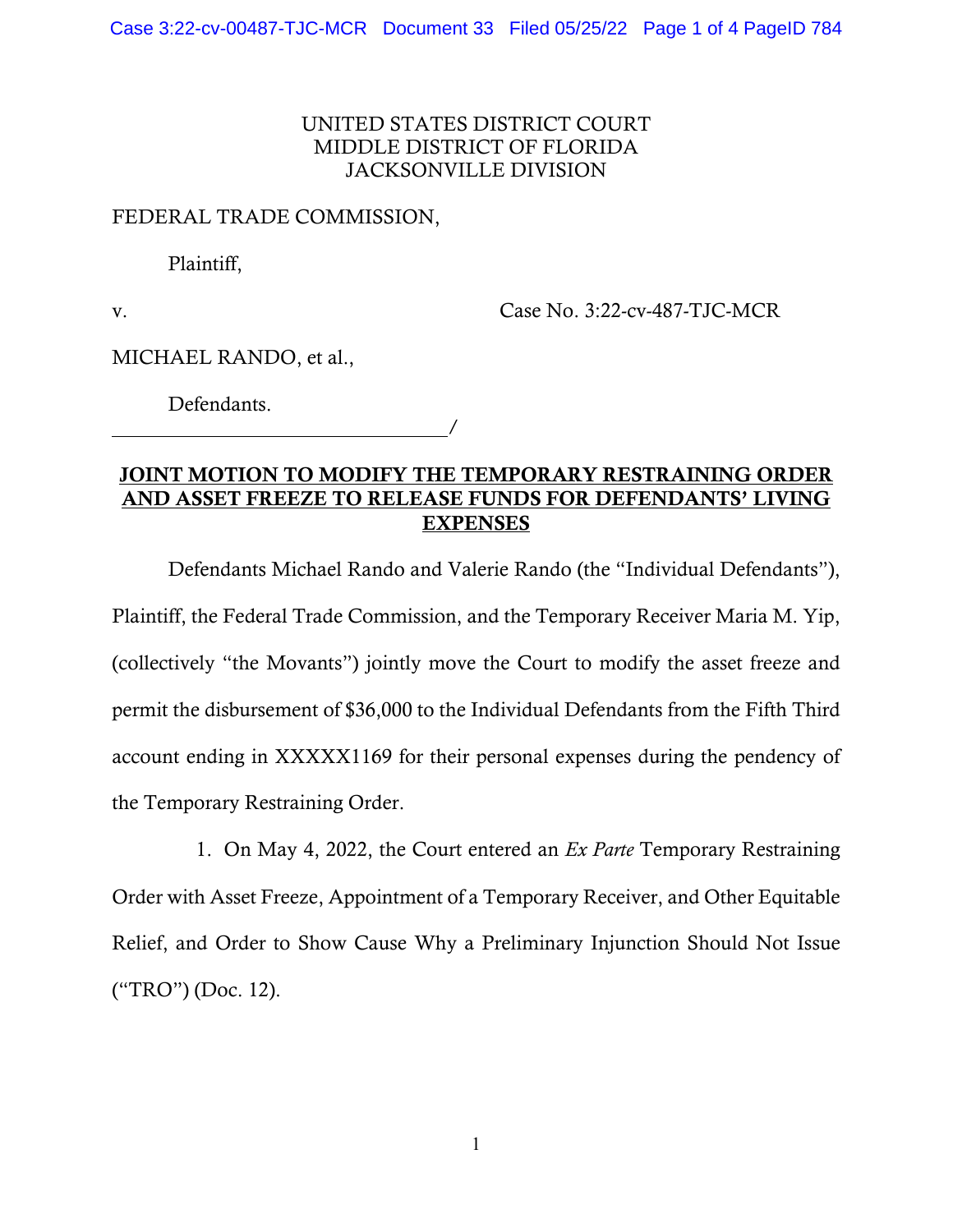UNITED STATES DISTRICT COURT
MIDDLE DISTRICT OF FLORIDA
JACKSONVILLE DIVISION

FEDERAL TRADE COMMISSION,

Plaintiff,

v. Case No. 3:22-cv-487-TJC-MCR

MICHAEL RANDO, et al.,

Defendants.

_______________________________/

**JOINT MOTION TO MODIFY THE TEMPORARY RESTRAINING ORDER AND ASSET FREEZE TO RELEASE FUNDS FOR DEFENDANTS' LIVING EXPENSES**

Defendants Michael Rando and Valerie Rando (the "Individual Defendants"), Plaintiff, the Federal Trade Commission, and the Temporary Receiver Maria M. Yip, (collectively "the Movants") jointly move the Court to modify the asset freeze and permit the disbursement of $36,000 to the Individual Defendants from the Fifth Third account ending in XXXXX1169 for their personal expenses during the pendency of the Temporary Restraining Order.

1. On May 4, 2022, the Court entered an *Ex Parte* Temporary Restraining Order with Asset Freeze, Appointment of a Temporary Receiver, and Other Equitable Relief, and Order to Show Cause Why a Preliminary Injunction Should Not Issue ("TRO") (Doc. 12).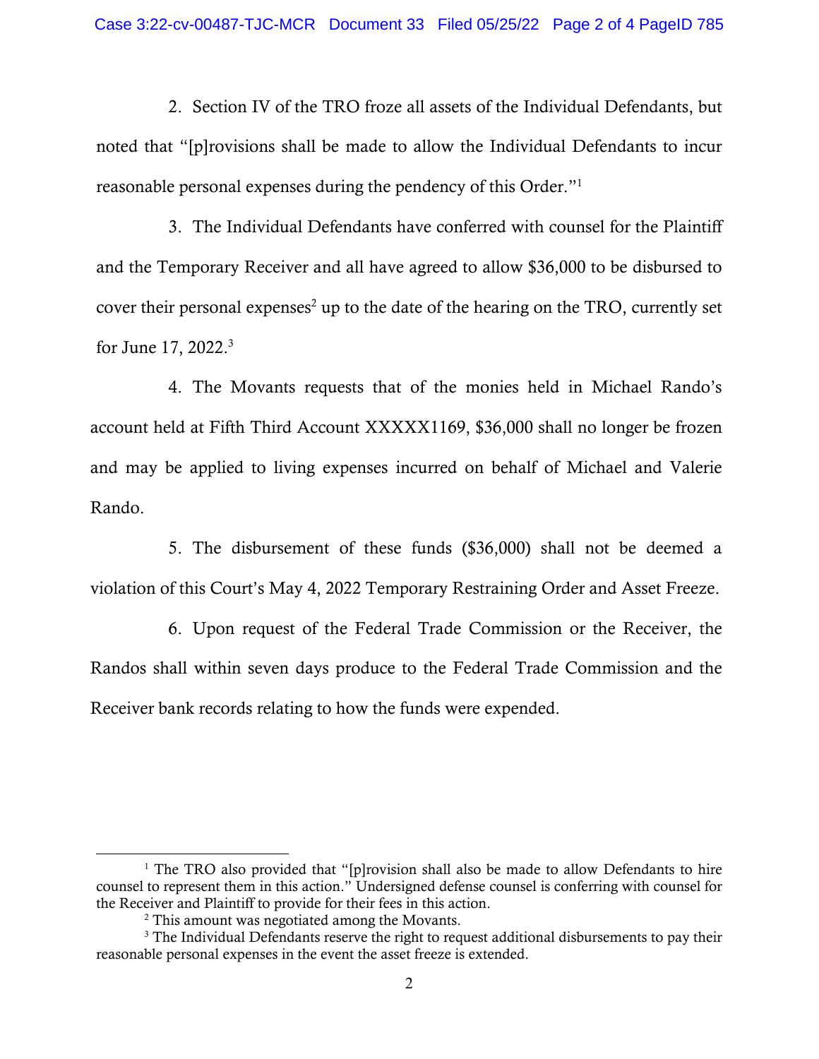2. Section IV of the TRO froze all assets of the Individual Defendants, but noted that "[p]rovisions shall be made to allow the Individual Defendants to incur reasonable personal expenses during the pendency of this Order."[1]

3. The Individual Defendants have conferred with counsel for the Plaintiff and the Temporary Receiver and all have agreed to allow $36,000 to be disbursed to cover their personal expenses[2] up to the date of the hearing on the TRO, currently set for June 17, 2022.[3]

4. The Movants requests that of the monies held in Michael Rando's account held at Fifth Third Account XXXXX1169, $36,000 shall no longer be frozen and may be applied to living expenses incurred on behalf of Michael and Valerie Rando.

5. The disbursement of these funds ($36,000) shall not be deemed a violation of this Court's May 4, 2022 Temporary Restraining Order and Asset Freeze.

6. Upon request of the Federal Trade Commission or the Receiver, the Randos shall within seven days produce to the Federal Trade Commission and the Receiver bank records relating to how the funds were expended.

---

[1] The TRO also provided that "[p]rovision shall also be made to allow Defendants to hire counsel to represent them in this action." Undersigned defense counsel is conferring with counsel for the Receiver and Plaintiff to provide for their fees in this action.

[2] This amount was negotiated among the Movants.

[3] The Individual Defendants reserve the right to request additional disbursements to pay their reasonable personal expenses in the event the asset freeze is extended.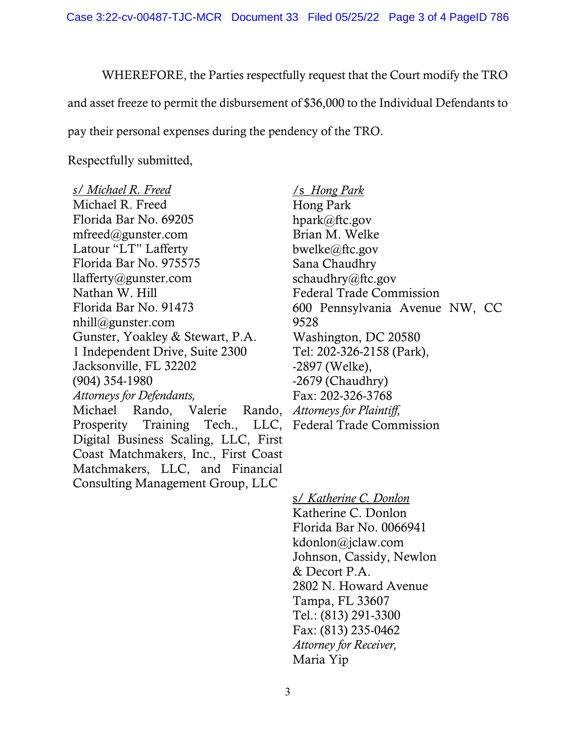WHEREFORE, the Parties respectfully request that the Court modify the TRO and asset freeze to permit the disbursement of $36,000 to the Individual Defendants to pay their personal expenses during the pendency of the TRO.

Respectfully submitted,

*s/ Michael R. Freed*
Michael R. Freed
Florida Bar No. 69205
mfreed@gunster.com
Latour "LT" Lafferty
Florida Bar No. 975575
llafferty@gunster.com
Nathan W. Hill
Florida Bar No. 91473
nhill@gunster.com
Gunster, Yoakley & Stewart, P.A.
1 Independent Drive, Suite 2300
Jacksonville, FL 32202
(904) 354-1980
*Attorneys for Defendants,*
Michael Rando, Valerie Rando, Prosperity Training Tech., LLC, Digital Business Scaling, LLC, First Coast Matchmakers, Inc., First Coast Matchmakers, LLC, and Financial Consulting Management Group, LLC

/s_*Hong Park*
Hong Park
hpark@ftc.gov
Brian M. Welke
bwelke@ftc.gov
Sana Chaudhry
schaudhry@ftc.gov
Federal Trade Commission
600 Pennsylvania Avenue NW, CC 9528
Washington, DC 20580
Tel: 202-326-2158 (Park),
-2897 (Welke),
-2679 (Chaudhry)
Fax: 202-326-3768
*Attorneys for Plaintiff,*
Federal Trade Commission

*s/ Katherine C. Donlon*
Katherine C. Donlon
Florida Bar No. 0066941
kdonlon@jclaw.com
Johnson, Cassidy, Newlon & Decort P.A.
2802 N. Howard Avenue
Tampa, FL 33607
Tel.: (813) 291-3300
Fax: (813) 235-0462
*Attorney for Receiver,*
Maria Yip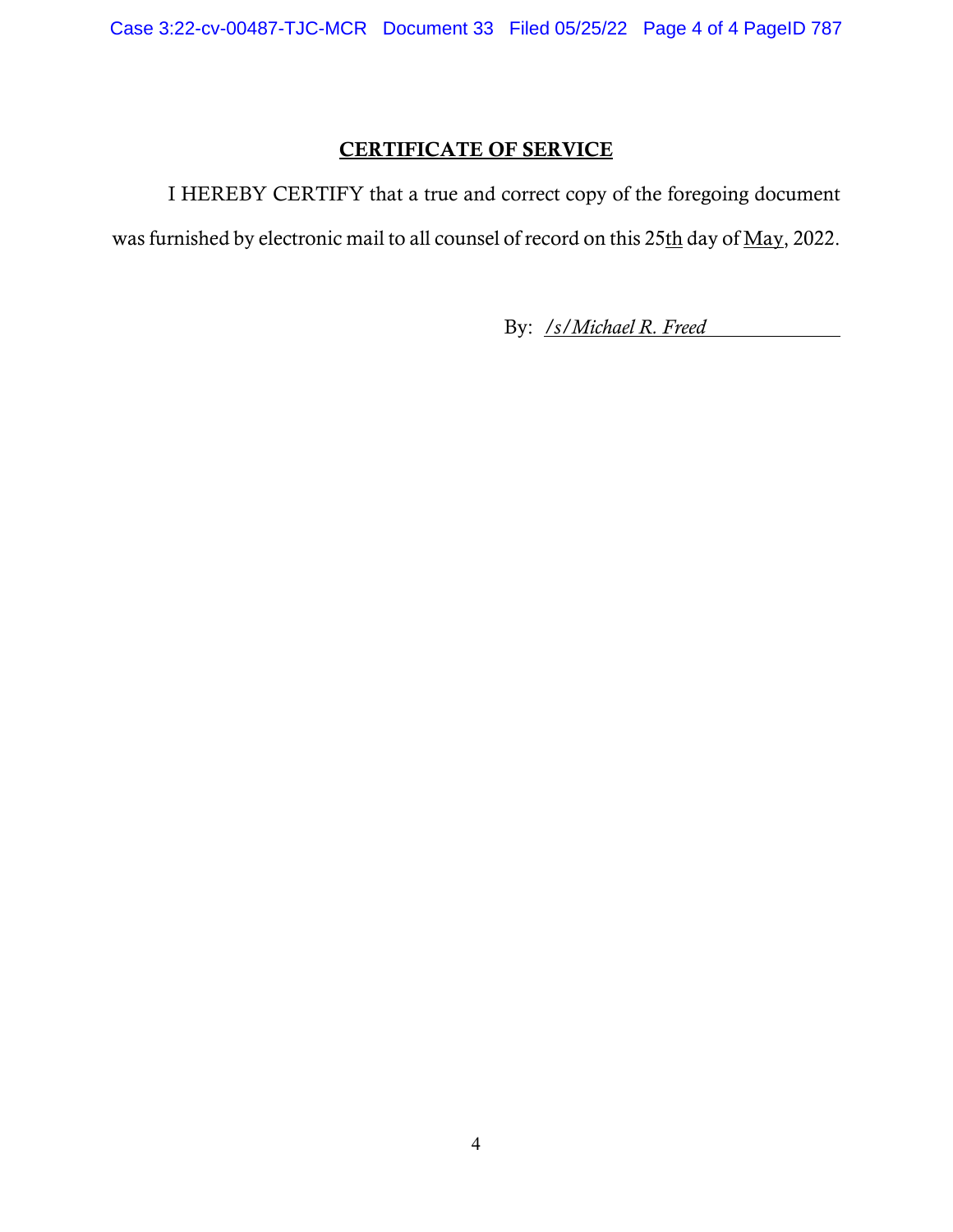## CERTIFICATE OF SERVICE

I HEREBY CERTIFY that a true and correct copy of the foregoing document was furnished by electronic mail to all counsel of record on this 25th day of May, 2022.

By: */s/Michael R. Freed*